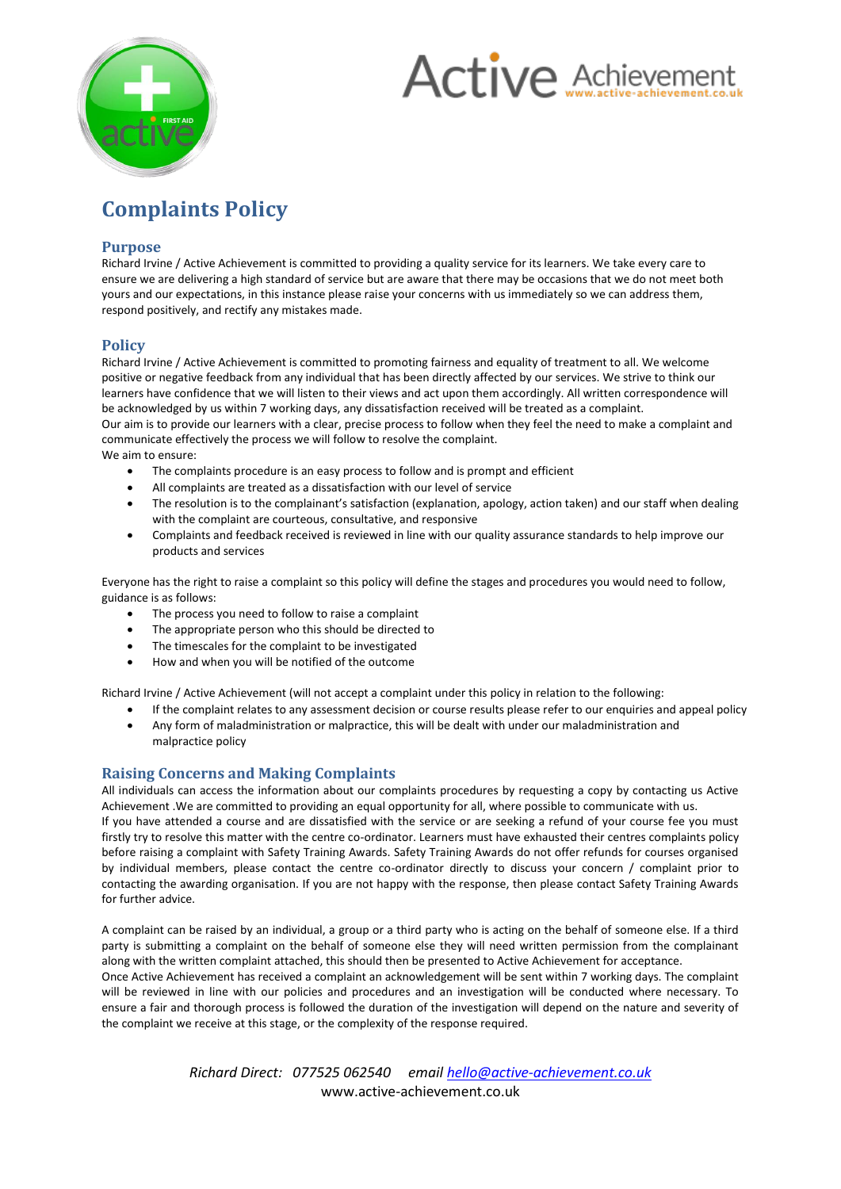# Complaints Policy

## Purpose

Richard Irvine / Active Achievement is committed to providing a quality service for its learners. We take every care to ensure we are delivering a high standard of service but are aware that there may be occasions that we do not meet both yours and our expectations, in this instance please raise your concerns with us immediately so we can address them, respond positively, and rectify any mistakes made.

## Policy

Richard Irvine / Active Achievement is committed to promoting fairness and equality of treatment to all. We welcome positive or negative feedback from any individual that has been directly affected by our services. We strive to think our learners have confidence that we will listen to their views and act upon them accordingly. All written correspondence will be acknowledged by us within 7 working days, any dissatisfaction received will be treated as a complaint.
Our aim is to provide our learners with a clear, precise process to follow when they feel the need to make a complaint and communicate effectively the process we will follow to resolve the complaint.
We aim to ensure:

- The complaints procedure is an easy process to follow and is prompt and efficient
- All complaints are treated as a dissatisfaction with our level of service
- The resolution is to the complainant's satisfaction (explanation, apology, action taken) and our staff when dealing with the complaint are courteous, consultative, and responsive
- Complaints and feedback received is reviewed in line with our quality assurance standards to help improve our products and services

Everyone has the right to raise a complaint so this policy will define the stages and procedures you would need to follow, guidance is as follows:

- The process you need to follow to raise a complaint
- The appropriate person who this should be directed to
- The timescales for the complaint to be investigated
- How and when you will be notified of the outcome

Richard Irvine / Active Achievement (will not accept a complaint under this policy in relation to the following:

- If the complaint relates to any assessment decision or course results please refer to our enquiries and appeal policy
- Any form of maladministration or malpractice, this will be dealt with under our maladministration and malpractice policy

## Raising Concerns and Making Complaints

All individuals can access the information about our complaints procedures by requesting a copy by contacting us Active Achievement .We are committed to providing an equal opportunity for all, where possible to communicate with us.
If you have attended a course and are dissatisfied with the service or are seeking a refund of your course fee you must firstly try to resolve this matter with the centre co-ordinator. Learners must have exhausted their centres complaints policy before raising a complaint with Safety Training Awards. Safety Training Awards do not offer refunds for courses organised by individual members, please contact the centre co-ordinator directly to discuss your concern / complaint prior to contacting the awarding organisation. If you are not happy with the response, then please contact Safety Training Awards for further advice.

A complaint can be raised by an individual, a group or a third party who is acting on the behalf of someone else. If a third party is submitting a complaint on the behalf of someone else they will need written permission from the complainant along with the written complaint attached, this should then be presented to Active Achievement for acceptance.
Once Active Achievement has received a complaint an acknowledgement will be sent within 7 working days. The complaint will be reviewed in line with our policies and procedures and an investigation will be conducted where necessary. To ensure a fair and thorough process is followed the duration of the investigation will depend on the nature and severity of the complaint we receive at this stage, or the complexity of the response required.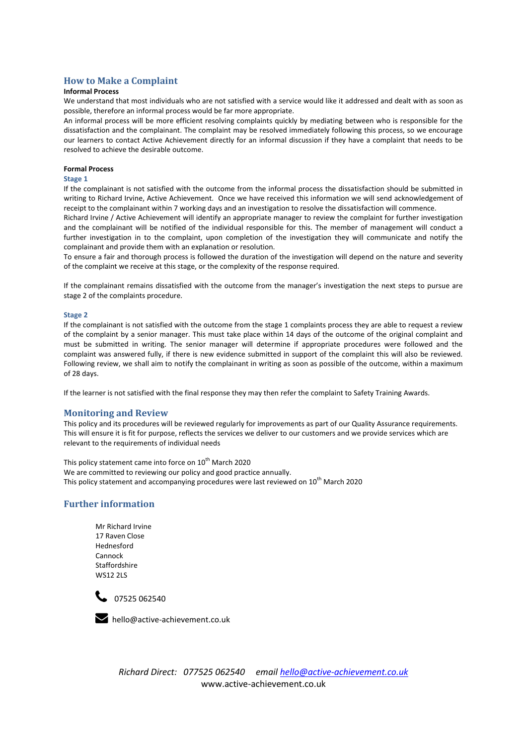## How to Make a Complaint

**Informal Process**

We understand that most individuals who are not satisfied with a service would like it addressed and dealt with as soon as possible, therefore an informal process would be far more appropriate.

An informal process will be more efficient resolving complaints quickly by mediating between who is responsible for the dissatisfaction and the complainant. The complaint may be resolved immediately following this process, so we encourage our learners to contact Active Achievement directly for an informal discussion if they have a complaint that needs to be resolved to achieve the desirable outcome.

**Formal Process**

**Stage 1**

If the complainant is not satisfied with the outcome from the informal process the dissatisfaction should be submitted in writing to Richard Irvine, Active Achievement. Once we have received this information we will send acknowledgement of receipt to the complainant within 7 working days and an investigation to resolve the dissatisfaction will commence.

Richard Irvine / Active Achievement will identify an appropriate manager to review the complaint for further investigation and the complainant will be notified of the individual responsible for this. The member of management will conduct a further investigation in to the complaint, upon completion of the investigation they will communicate and notify the complainant and provide them with an explanation or resolution.

To ensure a fair and thorough process is followed the duration of the investigation will depend on the nature and severity of the complaint we receive at this stage, or the complexity of the response required.

If the complainant remains dissatisfied with the outcome from the manager's investigation the next steps to pursue are stage 2 of the complaints procedure.

**Stage 2**

If the complainant is not satisfied with the outcome from the stage 1 complaints process they are able to request a review of the complaint by a senior manager. This must take place within 14 days of the outcome of the original complaint and must be submitted in writing. The senior manager will determine if appropriate procedures were followed and the complaint was answered fully, if there is new evidence submitted in support of the complaint this will also be reviewed. Following review, we shall aim to notify the complainant in writing as soon as possible of the outcome, within a maximum of 28 days.

If the learner is not satisfied with the final response they may then refer the complaint to Safety Training Awards.

## Monitoring and Review

This policy and its procedures will be reviewed regularly for improvements as part of our Quality Assurance requirements. This will ensure it is fit for purpose, reflects the services we deliver to our customers and we provide services which are relevant to the requirements of individual needs

This policy statement came into force on 10th March 2020
We are committed to reviewing our policy and good practice annually.
This policy statement and accompanying procedures were last reviewed on 10th March 2020

## Further information

Mr Richard Irvine
17 Raven Close
Hednesford
Cannock
Staffordshire
WS12 2LS

07525 062540

hello@active-achievement.co.uk

*Richard Direct: 077525 062540 email hello@active-achievement.co.uk*
www.active-achievement.co.uk